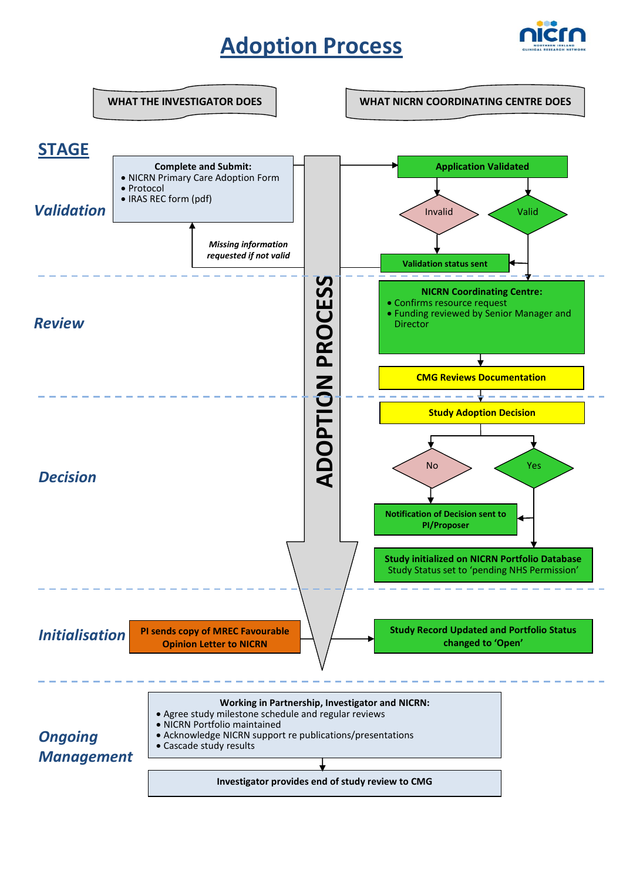# Adoption Process

| STAGE | WHAT THE INVESTIGATOR DOES | WHAT NICRN COORDINATING CENTRE DOES |
|---|---|---|
| *Validation* | **Complete and Submit:**<br>• NICRN Primary Care Adoption Form<br>• Protocol<br>• IRAS REC form (pdf)<br><br>*Missing information requested if not valid* | **Application Validated**<br>Invalid / Valid<br>**Validation status sent** |
| *Review* | | **NICRN Coordinating Centre:**<br>• Confirms resource request<br>• Funding reviewed by Senior Manager and Director<br><br>**CMG Reviews Documentation** |
| *Decision* | | **Study Adoption Decision**<br>No / Yes<br>**Notification of Decision sent to PI/Proposer**<br>**Study initialized on NICRN Portfolio Database**<br>Study Status set to 'pending NHS Permission' |
| *Initialisation* | **PI sends copy of MREC Favourable Opinion Letter to NICRN** | **Study Record Updated and Portfolio Status changed to 'Open'** |

**ADOPTION PROCESS**

## *Ongoing Management*

**Working in Partnership, Investigator and NICRN:**

- Agree study milestone schedule and regular reviews
- NICRN Portfolio maintained
- Acknowledge NICRN support re publications/presentations
- Cascade study results

**Investigator provides end of study review to CMG**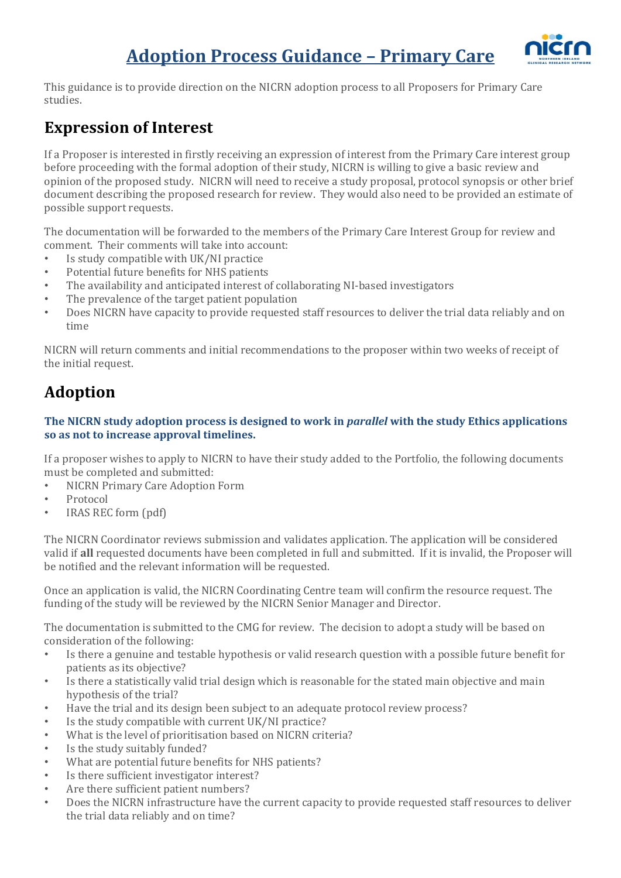# Adoption Process Guidance – Primary Care

This guidance is to provide direction on the NICRN adoption process to all Proposers for Primary Care studies.

## Expression of Interest

If a Proposer is interested in firstly receiving an expression of interest from the Primary Care interest group before proceeding with the formal adoption of their study, NICRN is willing to give a basic review and opinion of the proposed study. NICRN will need to receive a study proposal, protocol synopsis or other brief document describing the proposed research for review. They would also need to be provided an estimate of possible support requests.

The documentation will be forwarded to the members of the Primary Care Interest Group for review and comment. Their comments will take into account:

- Is study compatible with UK/NI practice
- Potential future benefits for NHS patients
- The availability and anticipated interest of collaborating NI-based investigators
- The prevalence of the target patient population
- Does NICRN have capacity to provide requested staff resources to deliver the trial data reliably and on time

NICRN will return comments and initial recommendations to the proposer within two weeks of receipt of the initial request.

## Adoption

**The NICRN study adoption process is designed to work in *parallel* with the study Ethics applications so as not to increase approval timelines.**

If a proposer wishes to apply to NICRN to have their study added to the Portfolio, the following documents must be completed and submitted:

- NICRN Primary Care Adoption Form
- Protocol
- IRAS REC form (pdf)

The NICRN Coordinator reviews submission and validates application. The application will be considered valid if **all** requested documents have been completed in full and submitted. If it is invalid, the Proposer will be notified and the relevant information will be requested.

Once an application is valid, the NICRN Coordinating Centre team will confirm the resource request. The funding of the study will be reviewed by the NICRN Senior Manager and Director.

The documentation is submitted to the CMG for review. The decision to adopt a study will be based on consideration of the following:

- Is there a genuine and testable hypothesis or valid research question with a possible future benefit for patients as its objective?
- Is there a statistically valid trial design which is reasonable for the stated main objective and main hypothesis of the trial?
- Have the trial and its design been subject to an adequate protocol review process?
- Is the study compatible with current UK/NI practice?
- What is the level of prioritisation based on NICRN criteria?
- Is the study suitably funded?
- What are potential future benefits for NHS patients?
- Is there sufficient investigator interest?
- Are there sufficient patient numbers?
- Does the NICRN infrastructure have the current capacity to provide requested staff resources to deliver the trial data reliably and on time?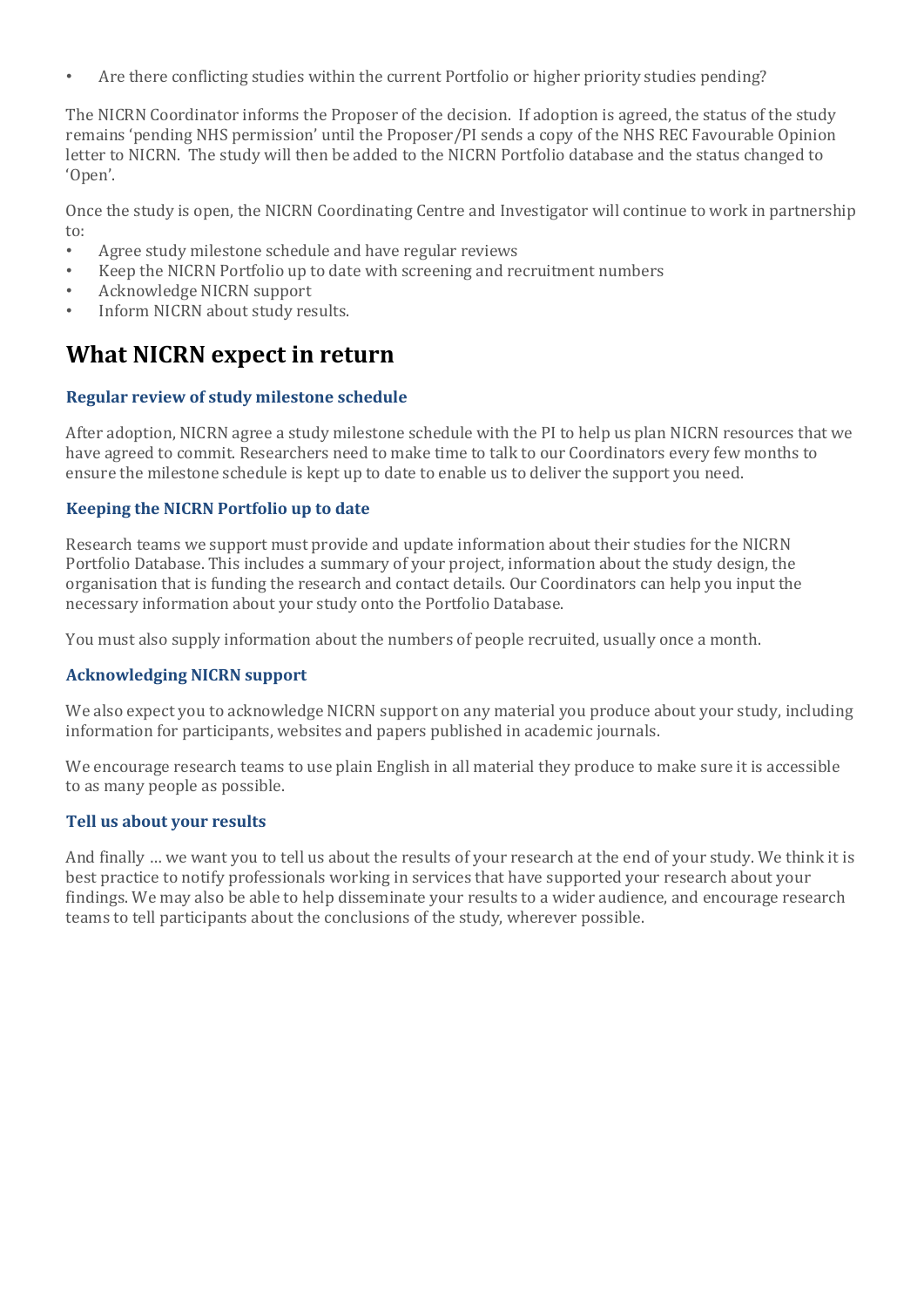- Are there conflicting studies within the current Portfolio or higher priority studies pending?

The NICRN Coordinator informs the Proposer of the decision. If adoption is agreed, the status of the study remains 'pending NHS permission' until the Proposer/PI sends a copy of the NHS REC Favourable Opinion letter to NICRN. The study will then be added to the NICRN Portfolio database and the status changed to 'Open'.

Once the study is open, the NICRN Coordinating Centre and Investigator will continue to work in partnership to:

- Agree study milestone schedule and have regular reviews
- Keep the NICRN Portfolio up to date with screening and recruitment numbers
- Acknowledge NICRN support
- Inform NICRN about study results.

## What NICRN expect in return

### Regular review of study milestone schedule

After adoption, NICRN agree a study milestone schedule with the PI to help us plan NICRN resources that we have agreed to commit. Researchers need to make time to talk to our Coordinators every few months to ensure the milestone schedule is kept up to date to enable us to deliver the support you need.

### Keeping the NICRN Portfolio up to date

Research teams we support must provide and update information about their studies for the NICRN Portfolio Database. This includes a summary of your project, information about the study design, the organisation that is funding the research and contact details. Our Coordinators can help you input the necessary information about your study onto the Portfolio Database.

You must also supply information about the numbers of people recruited, usually once a month.

### Acknowledging NICRN support

We also expect you to acknowledge NICRN support on any material you produce about your study, including information for participants, websites and papers published in academic journals.

We encourage research teams to use plain English in all material they produce to make sure it is accessible to as many people as possible.

### Tell us about your results

And finally … we want you to tell us about the results of your research at the end of your study. We think it is best practice to notify professionals working in services that have supported your research about your findings. We may also be able to help disseminate your results to a wider audience, and encourage research teams to tell participants about the conclusions of the study, wherever possible.